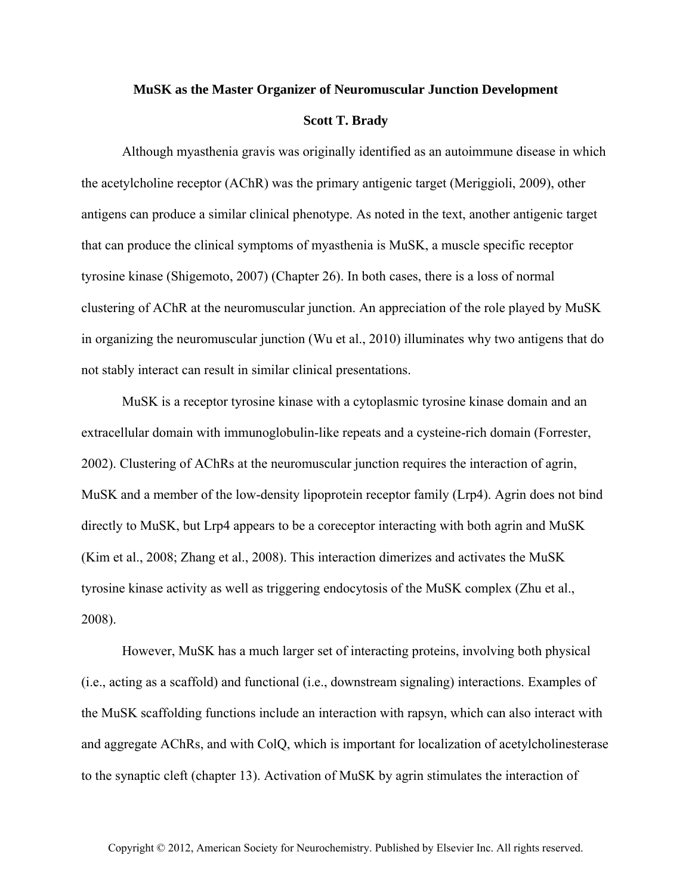# MuSK as the Master Organizer of Neuromuscular Junction Development

**Scott T. Brady**

Although myasthenia gravis was originally identified as an autoimmune disease in which the acetylcholine receptor (AChR) was the primary antigenic target (Meriggioli, 2009), other antigens can produce a similar clinical phenotype. As noted in the text, another antigenic target that can produce the clinical symptoms of myasthenia is MuSK, a muscle specific receptor tyrosine kinase (Shigemoto, 2007) (Chapter 26). In both cases, there is a loss of normal clustering of AChR at the neuromuscular junction. An appreciation of the role played by MuSK in organizing the neuromuscular junction (Wu et al., 2010) illuminates why two antigens that do not stably interact can result in similar clinical presentations.

MuSK is a receptor tyrosine kinase with a cytoplasmic tyrosine kinase domain and an extracellular domain with immunoglobulin-like repeats and a cysteine-rich domain (Forrester, 2002). Clustering of AChRs at the neuromuscular junction requires the interaction of agrin, MuSK and a member of the low-density lipoprotein receptor family (Lrp4). Agrin does not bind directly to MuSK, but Lrp4 appears to be a coreceptor interacting with both agrin and MuSK (Kim et al., 2008; Zhang et al., 2008). This interaction dimerizes and activates the MuSK tyrosine kinase activity as well as triggering endocytosis of the MuSK complex (Zhu et al., 2008).

However, MuSK has a much larger set of interacting proteins, involving both physical (i.e., acting as a scaffold) and functional (i.e., downstream signaling) interactions. Examples of the MuSK scaffolding functions include an interaction with rapsyn, which can also interact with and aggregate AChRs, and with ColQ, which is important for localization of acetylcholinesterase to the synaptic cleft (chapter 13). Activation of MuSK by agrin stimulates the interaction of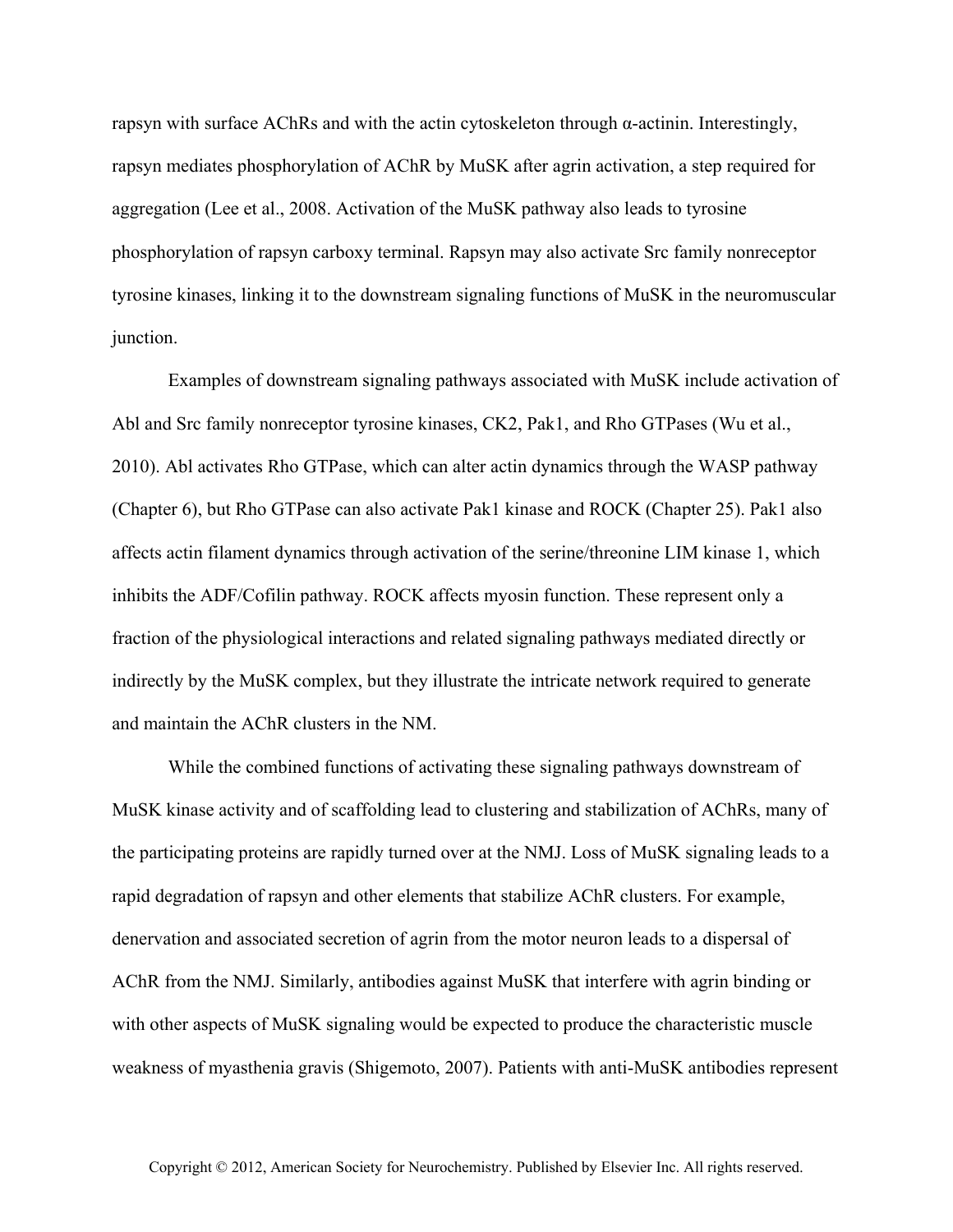rapsyn with surface AChRs and with the actin cytoskeleton through α-actinin. Interestingly, rapsyn mediates phosphorylation of AChR by MuSK after agrin activation, a step required for aggregation (Lee et al., 2008. Activation of the MuSK pathway also leads to tyrosine phosphorylation of rapsyn carboxy terminal. Rapsyn may also activate Src family nonreceptor tyrosine kinases, linking it to the downstream signaling functions of MuSK in the neuromuscular junction.

Examples of downstream signaling pathways associated with MuSK include activation of Abl and Src family nonreceptor tyrosine kinases, CK2, Pak1, and Rho GTPases (Wu et al., 2010). Abl activates Rho GTPase, which can alter actin dynamics through the WASP pathway (Chapter 6), but Rho GTPase can also activate Pak1 kinase and ROCK (Chapter 25). Pak1 also affects actin filament dynamics through activation of the serine/threonine LIM kinase 1, which inhibits the ADF/Cofilin pathway. ROCK affects myosin function. These represent only a fraction of the physiological interactions and related signaling pathways mediated directly or indirectly by the MuSK complex, but they illustrate the intricate network required to generate and maintain the AChR clusters in the NM.

While the combined functions of activating these signaling pathways downstream of MuSK kinase activity and of scaffolding lead to clustering and stabilization of AChRs, many of the participating proteins are rapidly turned over at the NMJ. Loss of MuSK signaling leads to a rapid degradation of rapsyn and other elements that stabilize AChR clusters. For example, denervation and associated secretion of agrin from the motor neuron leads to a dispersal of AChR from the NMJ. Similarly, antibodies against MuSK that interfere with agrin binding or with other aspects of MuSK signaling would be expected to produce the characteristic muscle weakness of myasthenia gravis (Shigemoto, 2007). Patients with anti-MuSK antibodies represent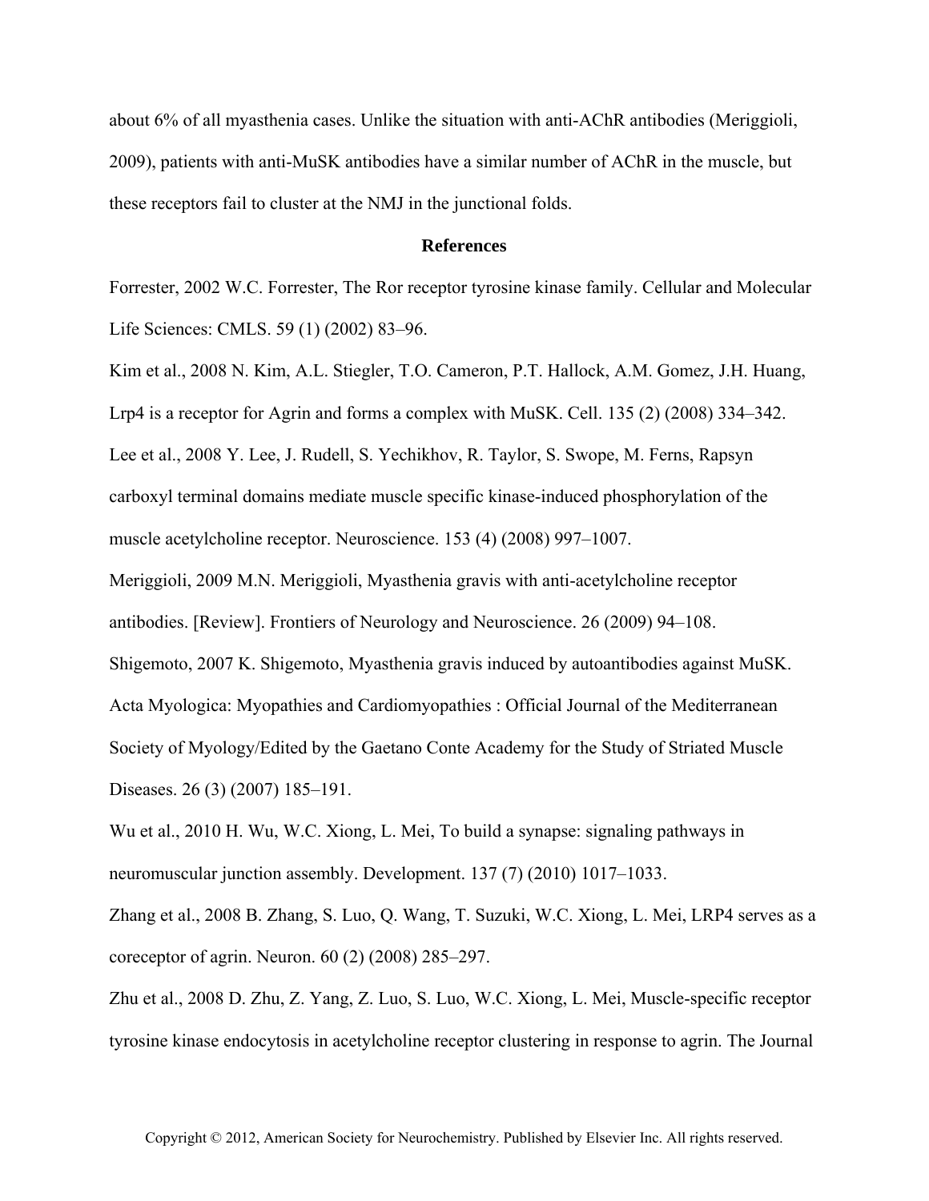about 6% of all myasthenia cases. Unlike the situation with anti-AChR antibodies (Meriggioli, 2009), patients with anti-MuSK antibodies have a similar number of AChR in the muscle, but these receptors fail to cluster at the NMJ in the junctional folds.

## References

Forrester, 2002 W.C. Forrester, The Ror receptor tyrosine kinase family. Cellular and Molecular Life Sciences: CMLS. 59 (1) (2002) 83–96.

Kim et al., 2008 N. Kim, A.L. Stiegler, T.O. Cameron, P.T. Hallock, A.M. Gomez, J.H. Huang, Lrp4 is a receptor for Agrin and forms a complex with MuSK. Cell. 135 (2) (2008) 334–342.

Lee et al., 2008 Y. Lee, J. Rudell, S. Yechikhov, R. Taylor, S. Swope, M. Ferns, Rapsyn carboxyl terminal domains mediate muscle specific kinase-induced phosphorylation of the muscle acetylcholine receptor. Neuroscience. 153 (4) (2008) 997–1007.

Meriggioli, 2009 M.N. Meriggioli, Myasthenia gravis with anti-acetylcholine receptor antibodies. [Review]. Frontiers of Neurology and Neuroscience. 26 (2009) 94–108.

Shigemoto, 2007 K. Shigemoto, Myasthenia gravis induced by autoantibodies against MuSK. Acta Myologica: Myopathies and Cardiomyopathies : Official Journal of the Mediterranean Society of Myology/Edited by the Gaetano Conte Academy for the Study of Striated Muscle Diseases. 26 (3) (2007) 185–191.

Wu et al., 2010 H. Wu, W.C. Xiong, L. Mei, To build a synapse: signaling pathways in neuromuscular junction assembly. Development. 137 (7) (2010) 1017–1033.

Zhang et al., 2008 B. Zhang, S. Luo, Q. Wang, T. Suzuki, W.C. Xiong, L. Mei, LRP4 serves as a coreceptor of agrin. Neuron. 60 (2) (2008) 285–297.

Zhu et al., 2008 D. Zhu, Z. Yang, Z. Luo, S. Luo, W.C. Xiong, L. Mei, Muscle-specific receptor tyrosine kinase endocytosis in acetylcholine receptor clustering in response to agrin. The Journal

Copyright © 2012, American Society for Neurochemistry. Published by Elsevier Inc. All rights reserved.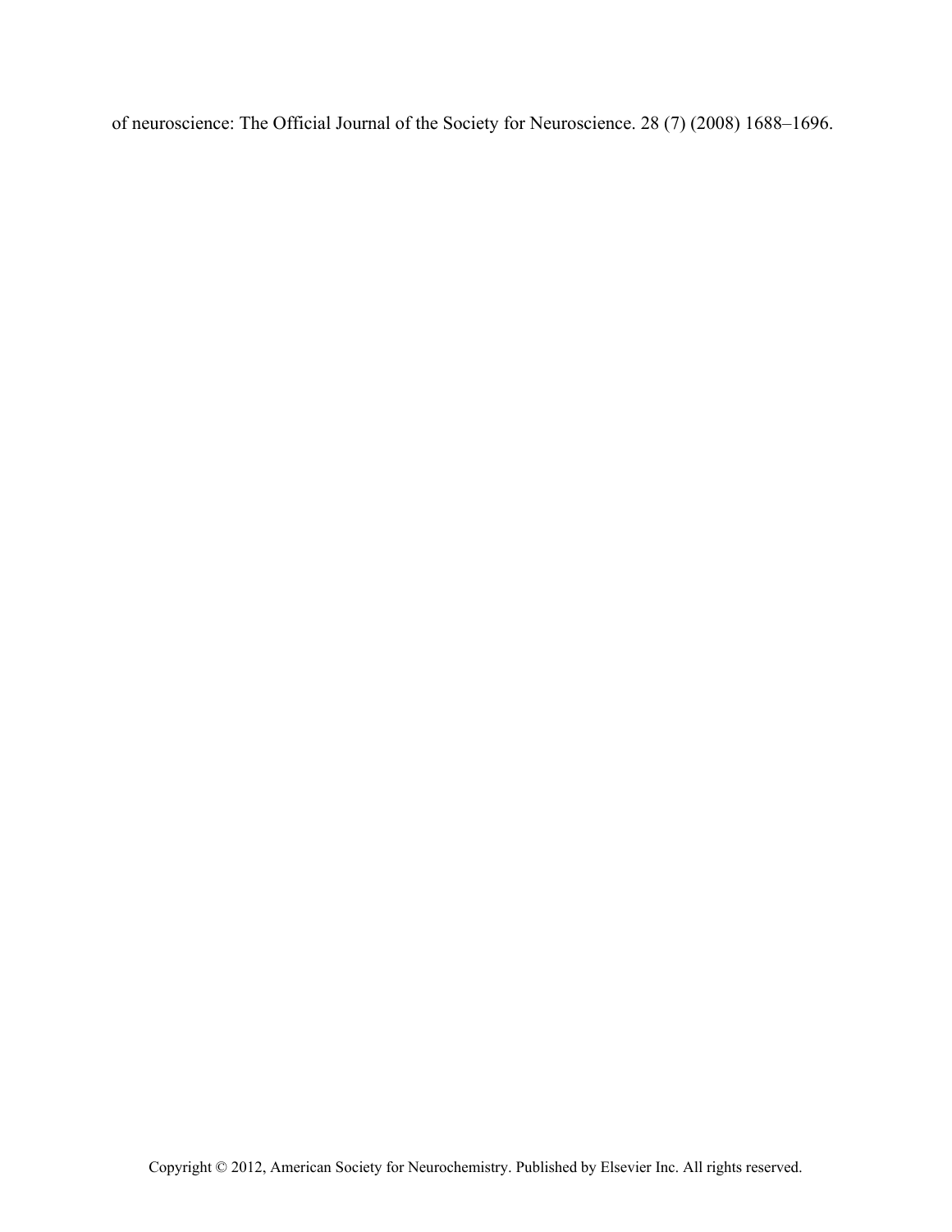of neuroscience: The Official Journal of the Society for Neuroscience. 28 (7) (2008) 1688–1696.

Copyright © 2012, American Society for Neurochemistry. Published by Elsevier Inc. All rights reserved.